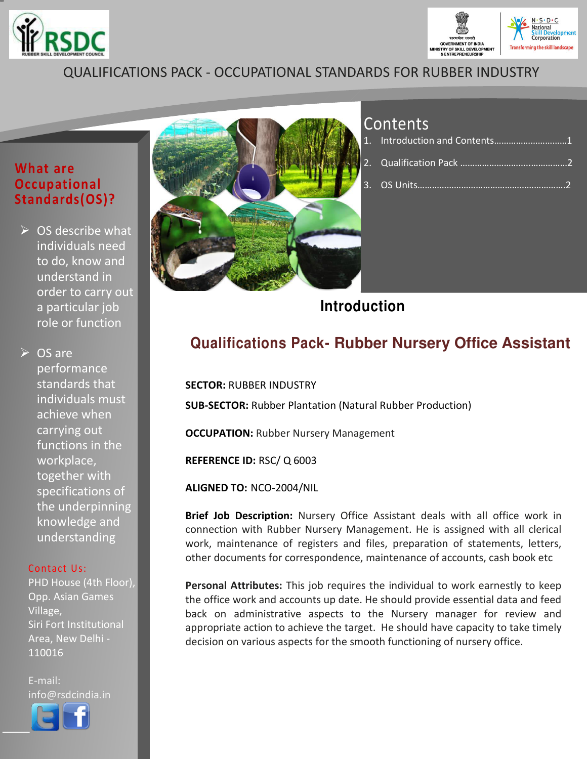QUALIFICATIONS PACK - OCCUPATIONAL STANDARDS FOR RUBBER INDUSTRY

## What are Occupational Standards(OS)?

- OS describe what individuals need to do, know and understand in order to carry out a particular job role or function
- OS are performance standards that individuals must achieve when carrying out functions in the workplace, together with specifications of the underpinning knowledge and understanding

Contact Us:
PHD House (4th Floor), Opp. Asian Games Village,
Siri Fort Institutional Area, New Delhi - 110016

E-mail: info@rsdcindia.in

## Contents

1. Introduction and Contents..............................1
2. Qualification Pack ...........................................2
3. OS Units..............................................................2

# Introduction

## Qualifications Pack- Rubber Nursery Office Assistant

**SECTOR:** RUBBER INDUSTRY

**SUB-SECTOR:** Rubber Plantation (Natural Rubber Production)

**OCCUPATION:** Rubber Nursery Management

**REFERENCE ID:** RSC/ Q 6003

**ALIGNED TO:** NCO-2004/NIL

**Brief Job Description:** Nursery Office Assistant deals with all office work in connection with Rubber Nursery Management. He is assigned with all clerical work, maintenance of registers and files, preparation of statements, letters, other documents for correspondence, maintenance of accounts, cash book etc

**Personal Attributes:** This job requires the individual to work earnestly to keep the office work and accounts up date. He should provide essential data and feed back on administrative aspects to the Nursery manager for review and appropriate action to achieve the target. He should have capacity to take timely decision on various aspects for the smooth functioning of nursery office.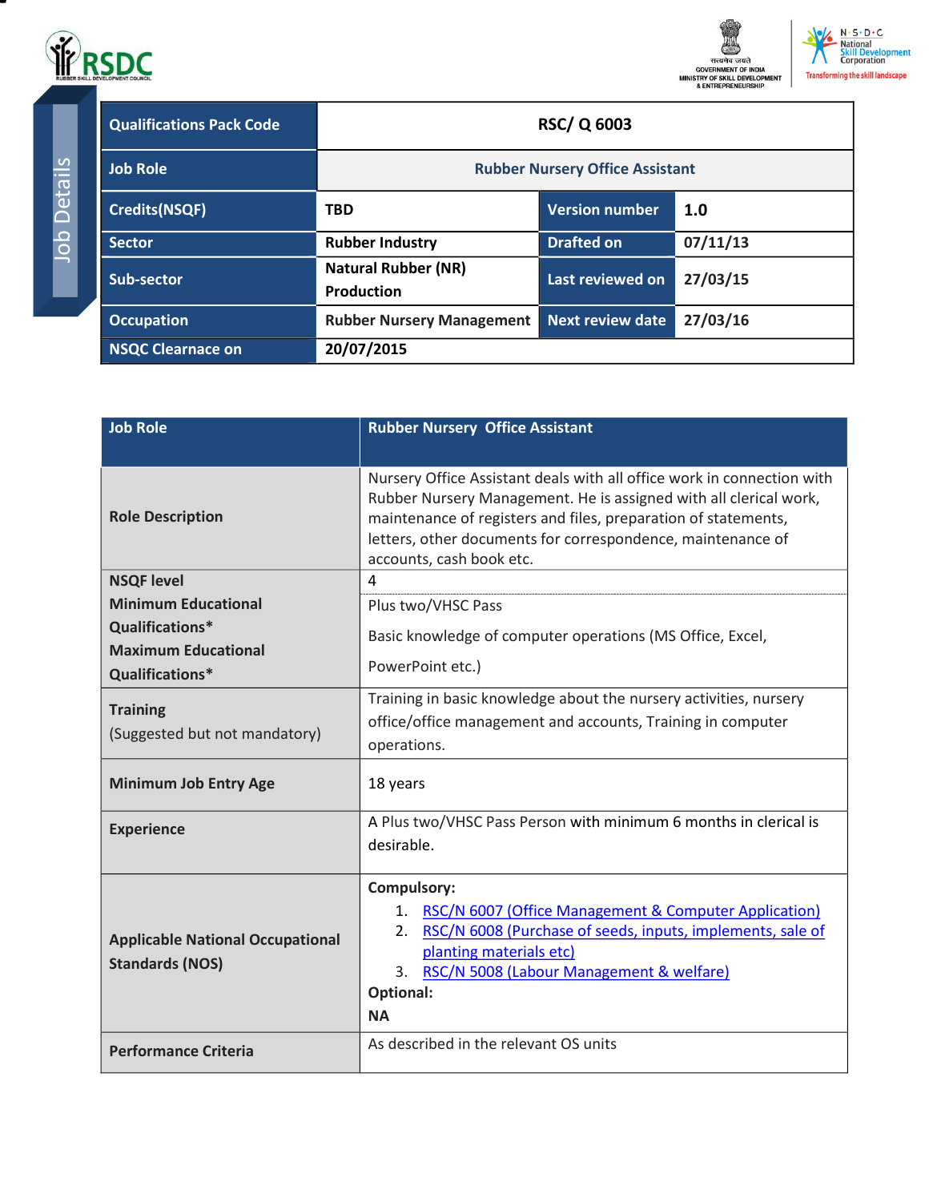Job Details

| Qualifications Pack Code | RSC/ Q 6003 | | |
|---|---|---|---|
| Job Role | Rubber Nursery Office Assistant | | |
| Credits(NSQF) | TBD | Version number | 1.0 |
| Sector | Rubber Industry | Drafted on | 07/11/13 |
| Sub-sector | Natural Rubber (NR) Production | Last reviewed on | 27/03/15 |
| Occupation | Rubber Nursery Management | Next review date | 27/03/16 |
| NSQC Clearnace on | 20/07/2015 | | |

| Job Role | Rubber Nursery Office Assistant |
|---|---|
| Role Description | Nursery Office Assistant deals with all office work in connection with Rubber Nursery Management. He is assigned with all clerical work, maintenance of registers and files, preparation of statements, letters, other documents for correspondence, maintenance of accounts, cash book etc. |
| NSQF level | 4 |
| Minimum Educational Qualifications* <br> Maximum Educational Qualifications* | Plus two/VHSC Pass <br> Basic knowledge of computer operations (MS Office, Excel, PowerPoint etc.) |
| Training <br> (Suggested but not mandatory) | Training in basic knowledge about the nursery activities, nursery office/office management and accounts, Training in computer operations. |
| Minimum Job Entry Age | 18 years |
| Experience | A Plus two/VHSC Pass Person with minimum 6 months in clerical is desirable. |
| Applicable National Occupational Standards (NOS) | **Compulsory:** <br> 1. RSC/N 6007 (Office Management & Computer Application) <br> 2. RSC/N 6008 (Purchase of seeds, inputs, implements, sale of planting materials etc) <br> 3. RSC/N 5008 (Labour Management & welfare) <br> **Optional:** <br> **NA** |
| Performance Criteria | As described in the relevant OS units |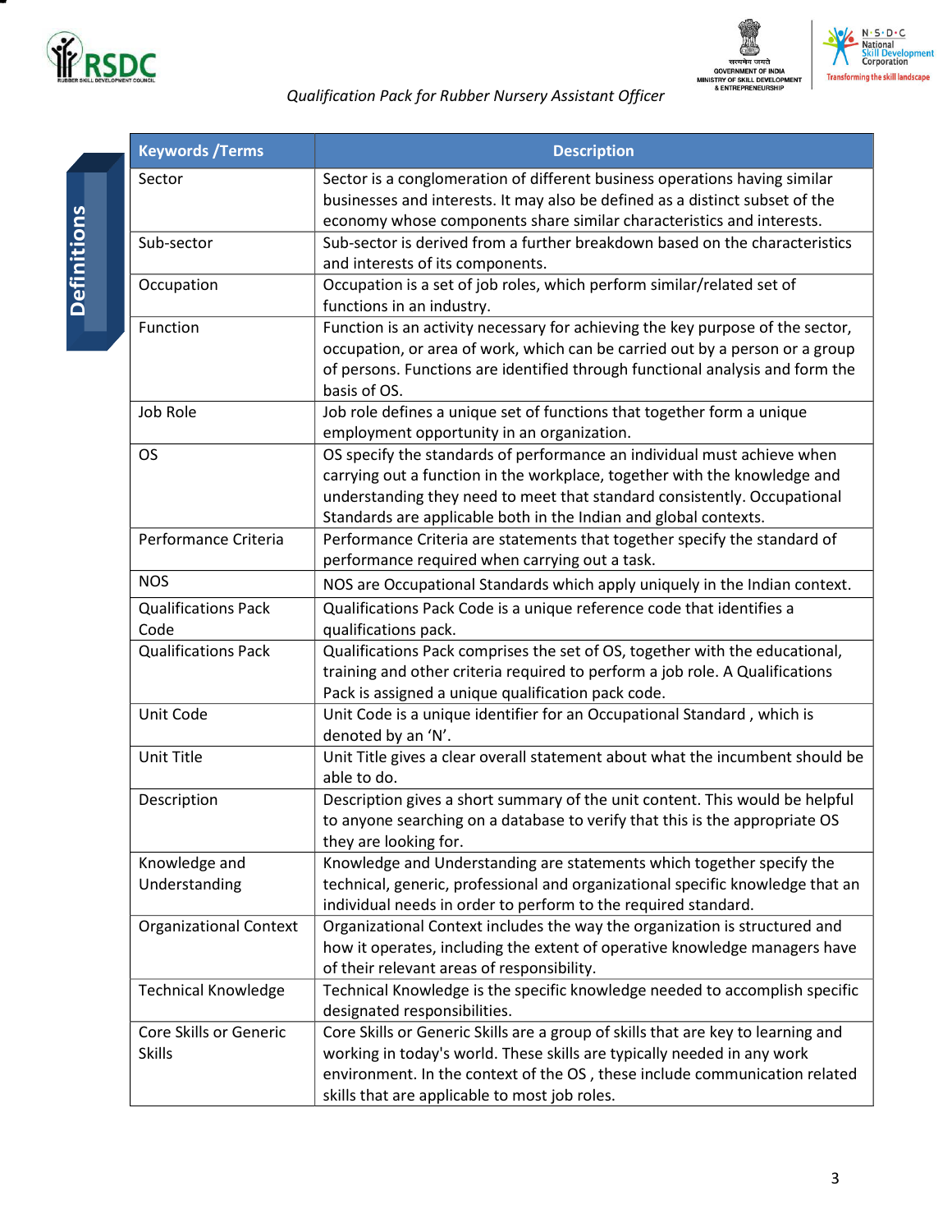## Definitions

| Keywords /Terms | Description |
|---|---|
| Sector | Sector is a conglomeration of different business operations having similar businesses and interests. It may also be defined as a distinct subset of the economy whose components share similar characteristics and interests. |
| Sub-sector | Sub-sector is derived from a further breakdown based on the characteristics and interests of its components. |
| Occupation | Occupation is a set of job roles, which perform similar/related set of functions in an industry. |
| Function | Function is an activity necessary for achieving the key purpose of the sector, occupation, or area of work, which can be carried out by a person or a group of persons. Functions are identified through functional analysis and form the basis of OS. |
| Job Role | Job role defines a unique set of functions that together form a unique employment opportunity in an organization. |
| OS | OS specify the standards of performance an individual must achieve when carrying out a function in the workplace, together with the knowledge and understanding they need to meet that standard consistently. Occupational Standards are applicable both in the Indian and global contexts. |
| Performance Criteria | Performance Criteria are statements that together specify the standard of performance required when carrying out a task. |
| NOS | NOS are Occupational Standards which apply uniquely in the Indian context. |
| Qualifications Pack Code | Qualifications Pack Code is a unique reference code that identifies a qualifications pack. |
| Qualifications Pack | Qualifications Pack comprises the set of OS, together with the educational, training and other criteria required to perform a job role. A Qualifications Pack is assigned a unique qualification pack code. |
| Unit Code | Unit Code is a unique identifier for an Occupational Standard , which is denoted by an 'N'. |
| Unit Title | Unit Title gives a clear overall statement about what the incumbent should be able to do. |
| Description | Description gives a short summary of the unit content. This would be helpful to anyone searching on a database to verify that this is the appropriate OS they are looking for. |
| Knowledge and Understanding | Knowledge and Understanding are statements which together specify the technical, generic, professional and organizational specific knowledge that an individual needs in order to perform to the required standard. |
| Organizational Context | Organizational Context includes the way the organization is structured and how it operates, including the extent of operative knowledge managers have of their relevant areas of responsibility. |
| Technical Knowledge | Technical Knowledge is the specific knowledge needed to accomplish specific designated responsibilities. |
| Core Skills or Generic Skills | Core Skills or Generic Skills are a group of skills that are key to learning and working in today's world. These skills are typically needed in any work environment. In the context of the OS , these include communication related skills that are applicable to most job roles. |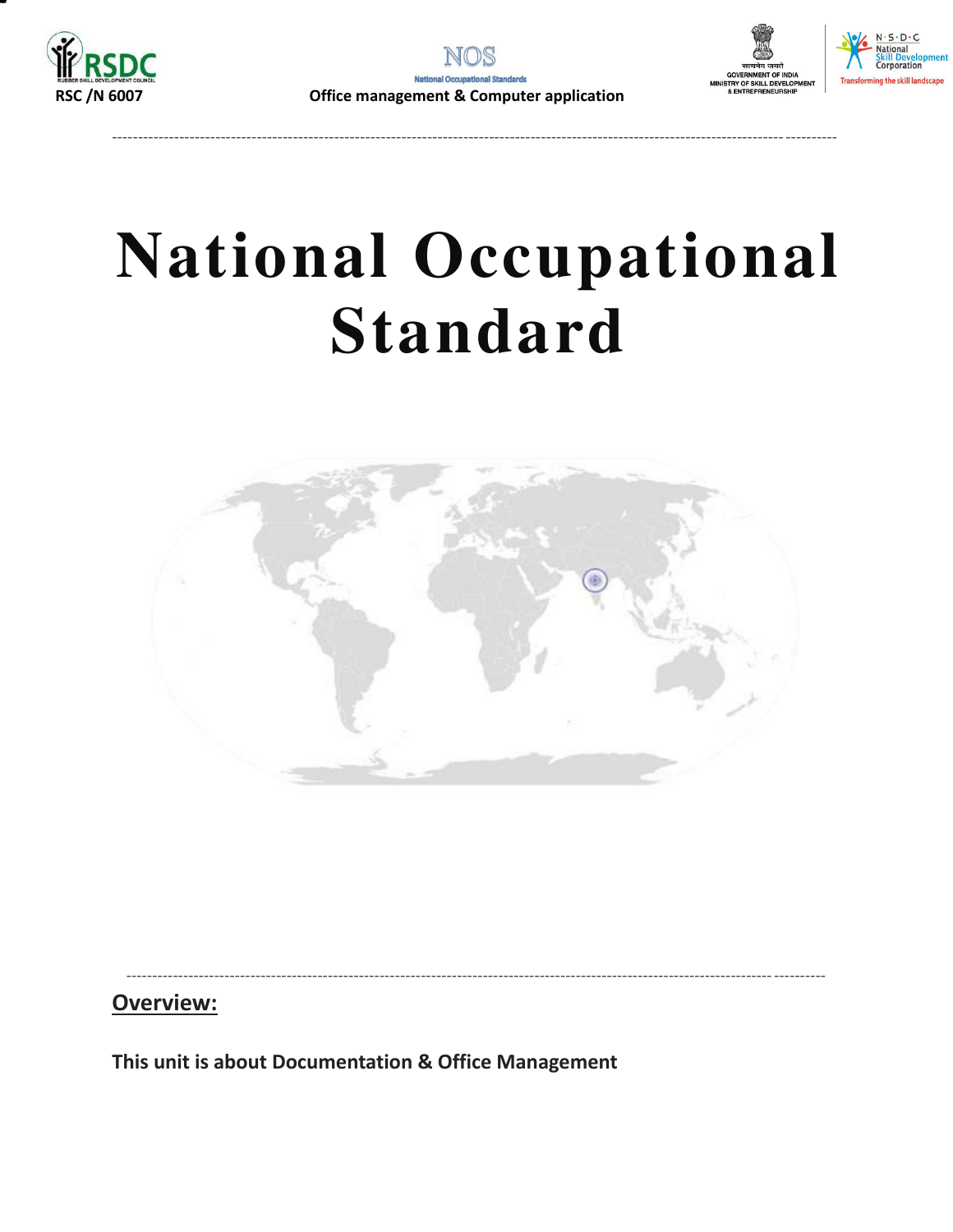# National Occupational Standard

## Overview:

**This unit is about Documentation & Office Management**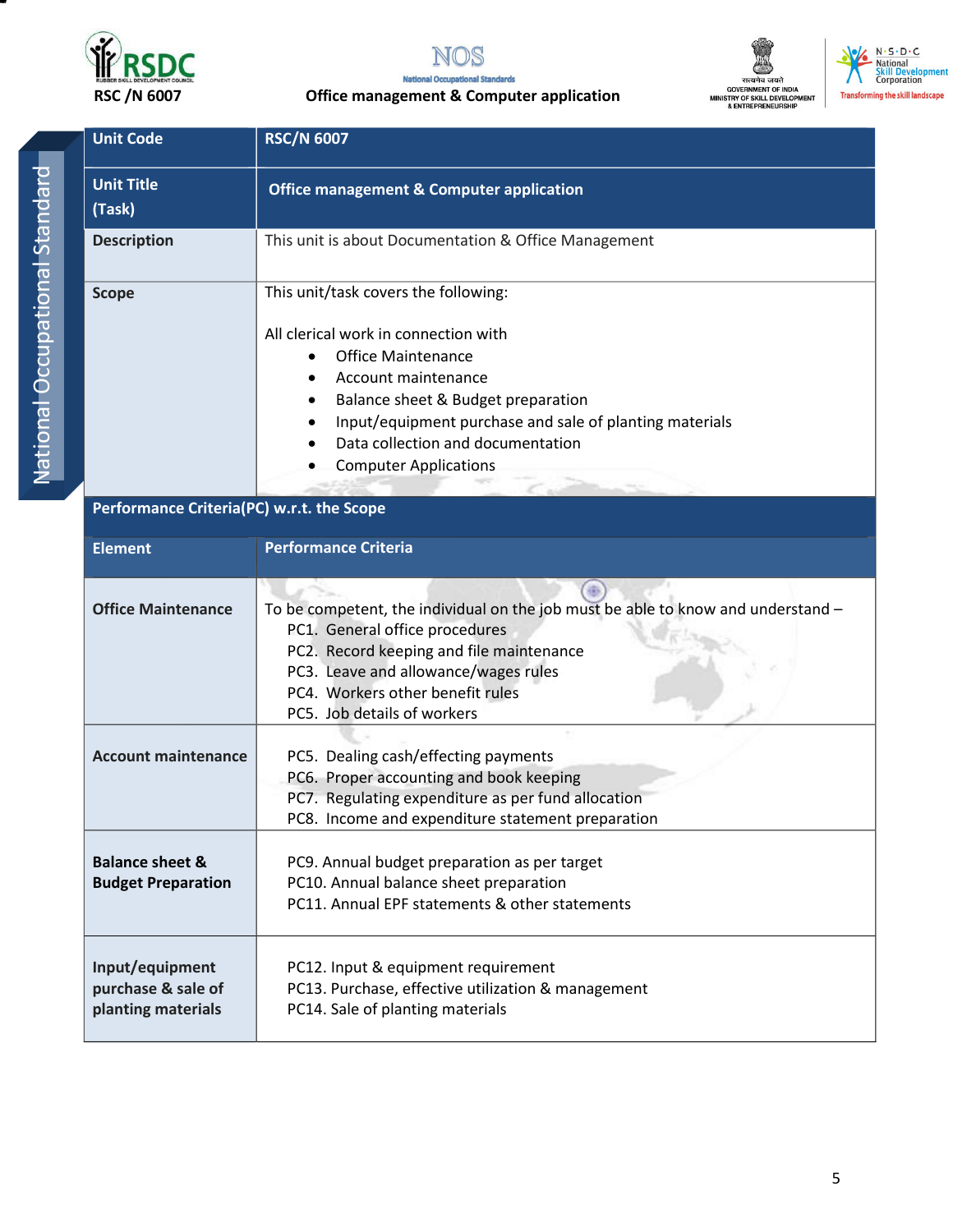RSC /N 6007

**Office management & Computer application**

National Occupational Standard

| Unit Code | RSC/N 6007 |
|---|---|
| Unit Title (Task) | Office management & Computer application |
| Description | This unit is about Documentation & Office Management |
| Scope | This unit/task covers the following:<br><br>All clerical work in connection with<br>• Office Maintenance<br>• Account maintenance<br>• Balance sheet & Budget preparation<br>• Input/equipment purchase and sale of planting materials<br>• Data collection and documentation<br>• Computer Applications |
| **Performance Criteria(PC) w.r.t. the Scope** | |
| **Element** | **Performance Criteria** |
| **Office Maintenance** | To be competent, the individual on the job must be able to know and understand –<br>PC1. General office procedures<br>PC2. Record keeping and file maintenance<br>PC3. Leave and allowance/wages rules<br>PC4. Workers other benefit rules<br>PC5. Job details of workers |
| **Account maintenance** | PC5. Dealing cash/effecting payments<br>PC6. Proper accounting and book keeping<br>PC7. Regulating expenditure as per fund allocation<br>PC8. Income and expenditure statement preparation |
| **Balance sheet & Budget Preparation** | PC9. Annual budget preparation as per target<br>PC10. Annual balance sheet preparation<br>PC11. Annual EPF statements & other statements |
| **Input/equipment purchase & sale of planting materials** | PC12. Input & equipment requirement<br>PC13. Purchase, effective utilization & management<br>PC14. Sale of planting materials |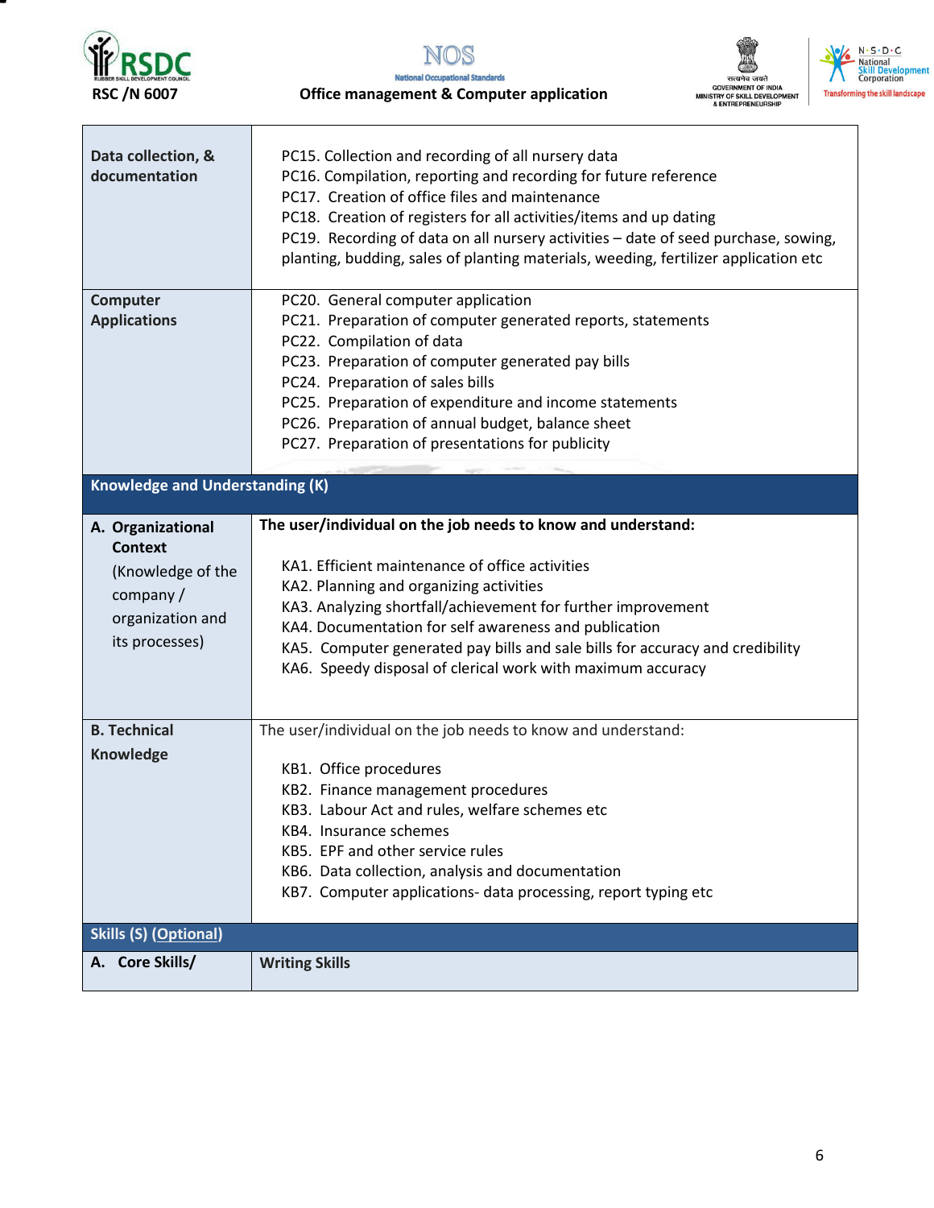| | |
|---|---|
| **Data collection, & documentation** | PC15. Collection and recording of all nursery data<br>PC16. Compilation, reporting and recording for future reference<br>PC17. Creation of office files and maintenance<br>PC18. Creation of registers for all activities/items and up dating<br>PC19. Recording of data on all nursery activities – date of seed purchase, sowing, planting, budding, sales of planting materials, weeding, fertilizer application etc |
| **Computer Applications** | PC20. General computer application<br>PC21. Preparation of computer generated reports, statements<br>PC22. Compilation of data<br>PC23. Preparation of computer generated pay bills<br>PC24. Preparation of sales bills<br>PC25. Preparation of expenditure and income statements<br>PC26. Preparation of annual budget, balance sheet<br>PC27. Preparation of presentations for publicity |
| **Knowledge and Understanding (K)** | |
| **A. Organizational Context**<br>(Knowledge of the company / organization and its processes) | **The user/individual on the job needs to know and understand:**<br>KA1. Efficient maintenance of office activities<br>KA2. Planning and organizing activities<br>KA3. Analyzing shortfall/achievement for further improvement<br>KA4. Documentation for self awareness and publication<br>KA5. Computer generated pay bills and sale bills for accuracy and credibility<br>KA6. Speedy disposal of clerical work with maximum accuracy |
| **B. Technical Knowledge** | The user/individual on the job needs to know and understand:<br>KB1. Office procedures<br>KB2. Finance management procedures<br>KB3. Labour Act and rules, welfare schemes etc<br>KB4. Insurance schemes<br>KB5. EPF and other service rules<br>KB6. Data collection, analysis and documentation<br>KB7. Computer applications- data processing, report typing etc |
| **Skills (S) (Optional)** | |
| **A. Core Skills/** | **Writing Skills** |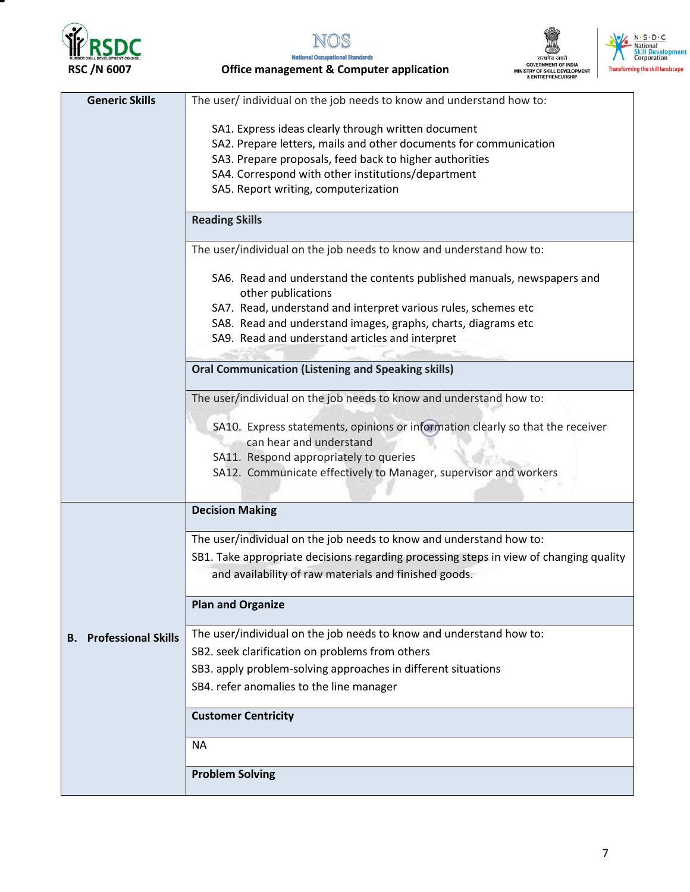| | |
|---|---|
| **Generic Skills** | The user/ individual on the job needs to know and understand how to:<br><br>SA1. Express ideas clearly through written document<br>SA2. Prepare letters, mails and other documents for communication<br>SA3. Prepare proposals, feed back to higher authorities<br>SA4. Correspond with other institutions/department<br>SA5. Report writing, computerization |
| | **Reading Skills** |
| | The user/individual on the job needs to know and understand how to:<br><br>SA6. Read and understand the contents published manuals, newspapers and other publications<br>SA7. Read, understand and interpret various rules, schemes etc<br>SA8. Read and understand images, graphs, charts, diagrams etc<br>SA9. Read and understand articles and interpret |
| | **Oral Communication (Listening and Speaking skills)** |
| | The user/individual on the job needs to know and understand how to:<br><br>SA10. Express statements, opinions or information clearly so that the receiver can hear and understand<br>SA11. Respond appropriately to queries<br>SA12. Communicate effectively to Manager, supervisor and workers |
| **B. Professional Skills** | **Decision Making** |
| | The user/individual on the job needs to know and understand how to:<br>SB1. Take appropriate decisions regarding processing steps in view of changing quality and availability of raw materials and finished goods. |
| | **Plan and Organize** |
| | The user/individual on the job needs to know and understand how to:<br>SB2. seek clarification on problems from others<br>SB3. apply problem-solving approaches in different situations<br>SB4. refer anomalies to the line manager |
| | **Customer Centricity** |
| | NA |
| | **Problem Solving** |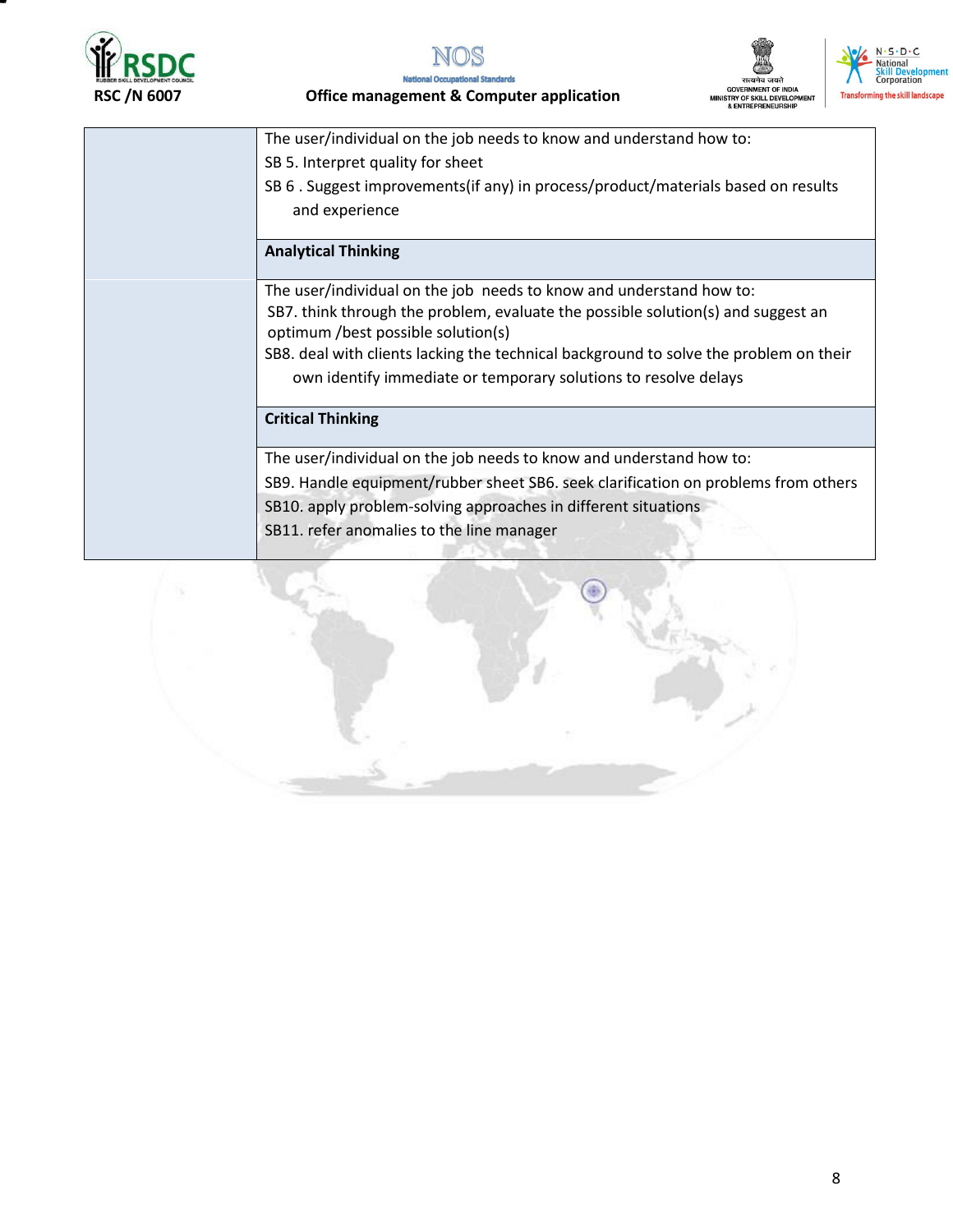| | |
|---|---|
| | The user/individual on the job needs to know and understand how to:<br>SB 5. Interpret quality for sheet<br>SB 6 . Suggest improvements(if any) in process/product/materials based on results and experience |
| | **Analytical Thinking** |
| | The user/individual on the job needs to know and understand how to:<br>SB7. think through the problem, evaluate the possible solution(s) and suggest an optimum /best possible solution(s)<br>SB8. deal with clients lacking the technical background to solve the problem on their own identify immediate or temporary solutions to resolve delays |
| | **Critical Thinking** |
| | The user/individual on the job needs to know and understand how to:<br>SB9. Handle equipment/rubber sheet SB6. seek clarification on problems from others<br>SB10. apply problem-solving approaches in different situations<br>SB11. refer anomalies to the line manager |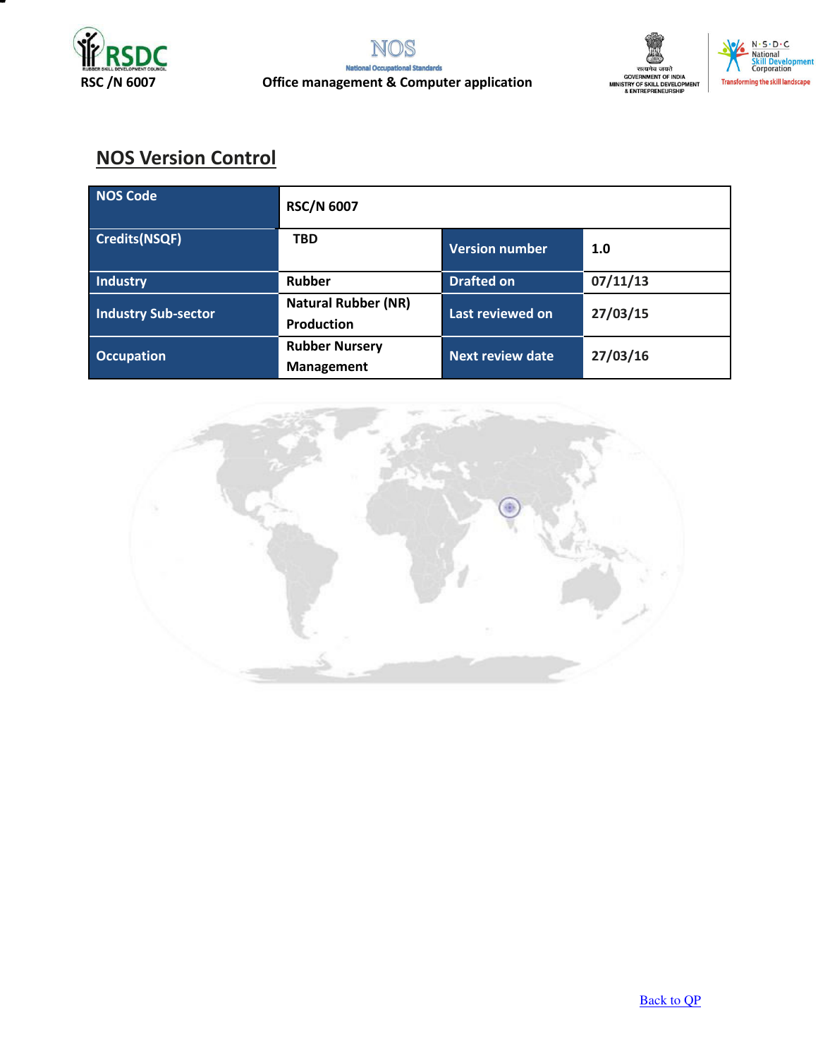## NOS Version Control

| NOS Code | RSC/N 6007 | | |
|---|---|---|---|
| Credits(NSQF) | TBD | Version number | 1.0 |
| Industry | Rubber | Drafted on | 07/11/13 |
| Industry Sub-sector | Natural Rubber (NR) Production | Last reviewed on | 27/03/15 |
| Occupation | Rubber Nursery Management | Next review date | 27/03/16 |

Back to QP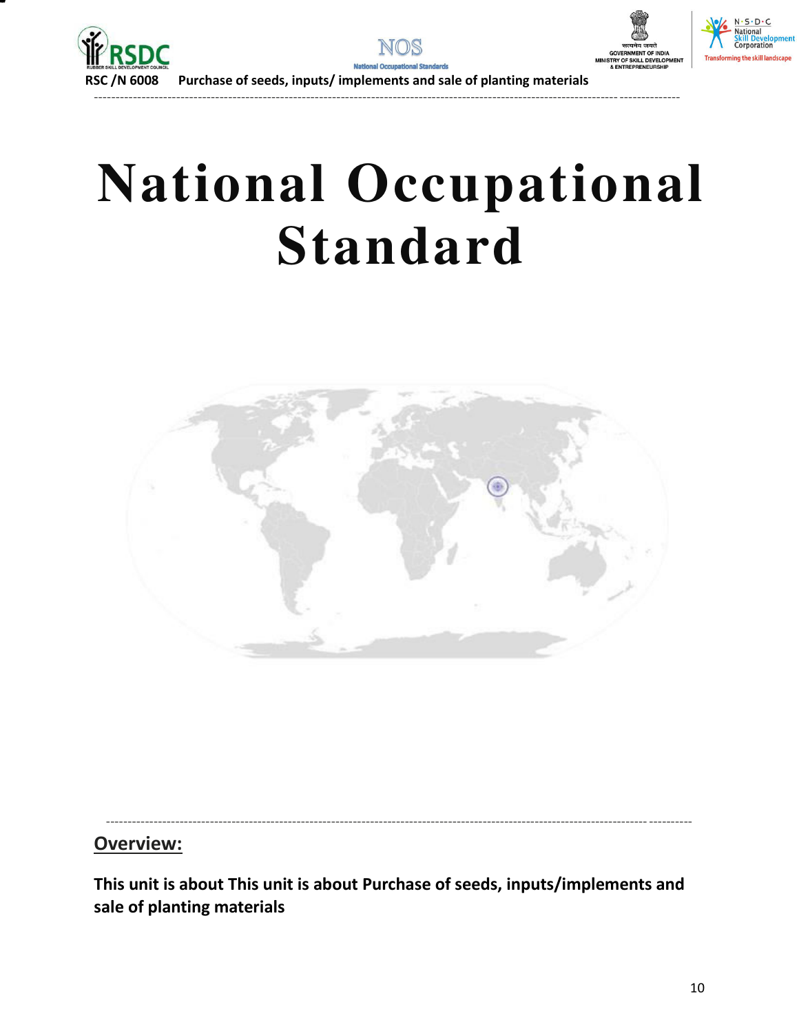# National Occupational Standard

## Overview:

**This unit is about This unit is about Purchase of seeds, inputs/implements and sale of planting materials**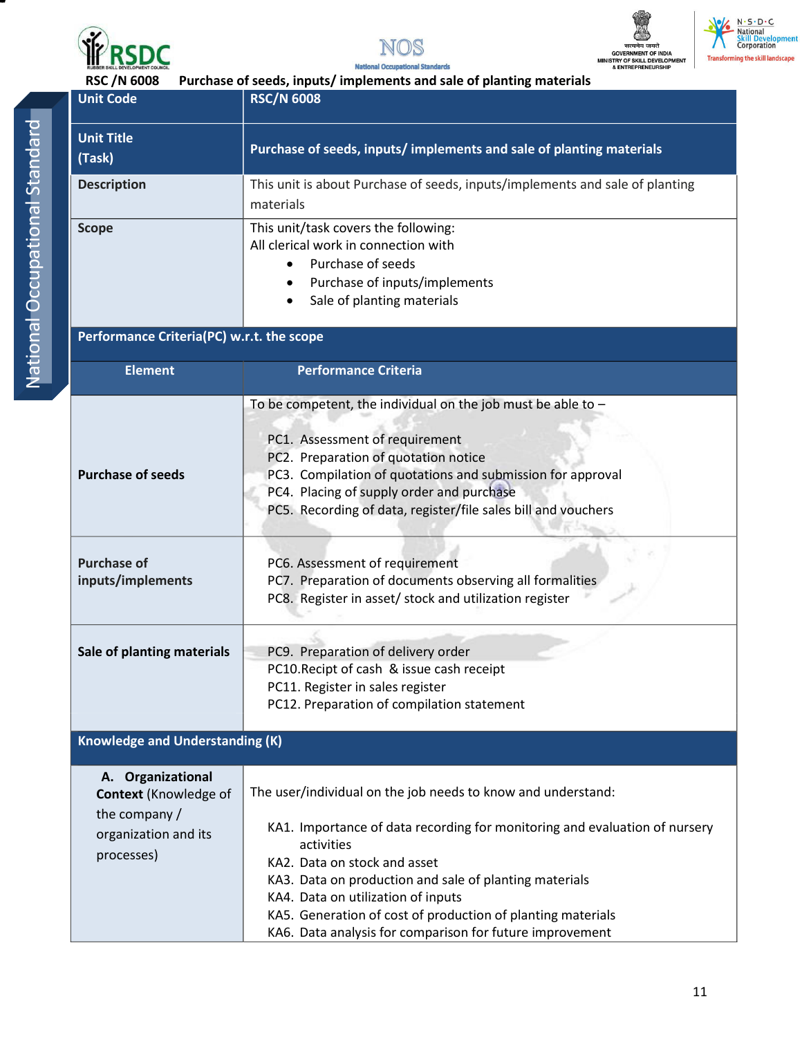RSC /N 6008 Purchase of seeds, inputs/ implements and sale of planting materials

| Unit Code | RSC/N 6008 |
|---|---|
| Unit Title (Task) | Purchase of seeds, inputs/ implements and sale of planting materials |
| Description | This unit is about Purchase of seeds, inputs/implements and sale of planting materials |
| Scope | This unit/task covers the following: All clerical work in connection with <br>• Purchase of seeds <br>• Purchase of inputs/implements <br>• Sale of planting materials |
| **Performance Criteria(PC) w.r.t. the scope** | |
| **Element** | **Performance Criteria** |
| Purchase of seeds | To be competent, the individual on the job must be able to – <br><br>PC1. Assessment of requirement <br>PC2. Preparation of quotation notice <br>PC3. Compilation of quotations and submission for approval <br>PC4. Placing of supply order and purchase <br>PC5. Recording of data, register/file sales bill and vouchers |
| Purchase of inputs/implements | PC6. Assessment of requirement <br>PC7. Preparation of documents observing all formalities <br>PC8. Register in asset/ stock and utilization register |
| Sale of planting materials | PC9. Preparation of delivery order <br>PC10.Recipt of cash & issue cash receipt <br>PC11. Register in sales register <br>PC12. Preparation of compilation statement |
| **Knowledge and Understanding (K)** | |
| A. **Organizational Context** (Knowledge of the company / organization and its processes) | The user/individual on the job needs to know and understand: <br><br>KA1. Importance of data recording for monitoring and evaluation of nursery activities <br>KA2. Data on stock and asset <br>KA3. Data on production and sale of planting materials <br>KA4. Data on utilization of inputs <br>KA5. Generation of cost of production of planting materials <br>KA6. Data analysis for comparison for future improvement |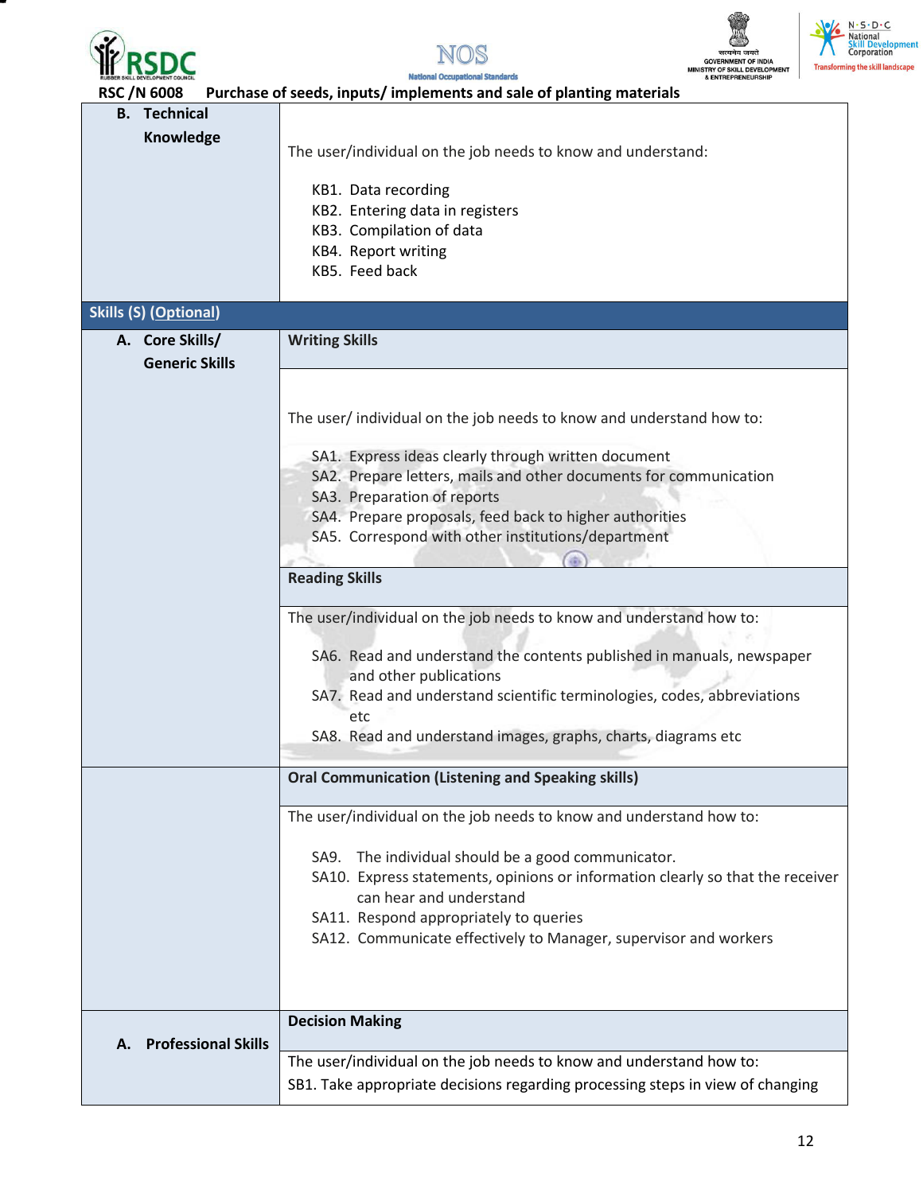RSC /N 6008 Purchase of seeds, inputs/ implements and sale of planting materials

| | |
|---|---|
| **B. Technical Knowledge** | The user/individual on the job needs to know and understand:<br><br>KB1. Data recording<br>KB2. Entering data in registers<br>KB3. Compilation of data<br>KB4. Report writing<br>KB5. Feed back |
| **Skills (S) (Optional)** | |
| **A. Core Skills/ Generic Skills** | **Writing Skills** |
| | The user/ individual on the job needs to know and understand how to:<br><br>SA1. Express ideas clearly through written document<br>SA2. Prepare letters, mails and other documents for communication<br>SA3. Preparation of reports<br>SA4. Prepare proposals, feed back to higher authorities<br>SA5. Correspond with other institutions/department |
| | **Reading Skills** |
| | The user/individual on the job needs to know and understand how to:<br><br>SA6. Read and understand the contents published in manuals, newspaper and other publications<br>SA7. Read and understand scientific terminologies, codes, abbreviations etc<br>SA8. Read and understand images, graphs, charts, diagrams etc |
| | **Oral Communication (Listening and Speaking skills)** |
| | The user/individual on the job needs to know and understand how to:<br><br>SA9. The individual should be a good communicator.<br>SA10. Express statements, opinions or information clearly so that the receiver can hear and understand<br>SA11. Respond appropriately to queries<br>SA12. Communicate effectively to Manager, supervisor and workers |
| **A. Professional Skills** | **Decision Making** |
| | The user/individual on the job needs to know and understand how to:<br>SB1. Take appropriate decisions regarding processing steps in view of changing |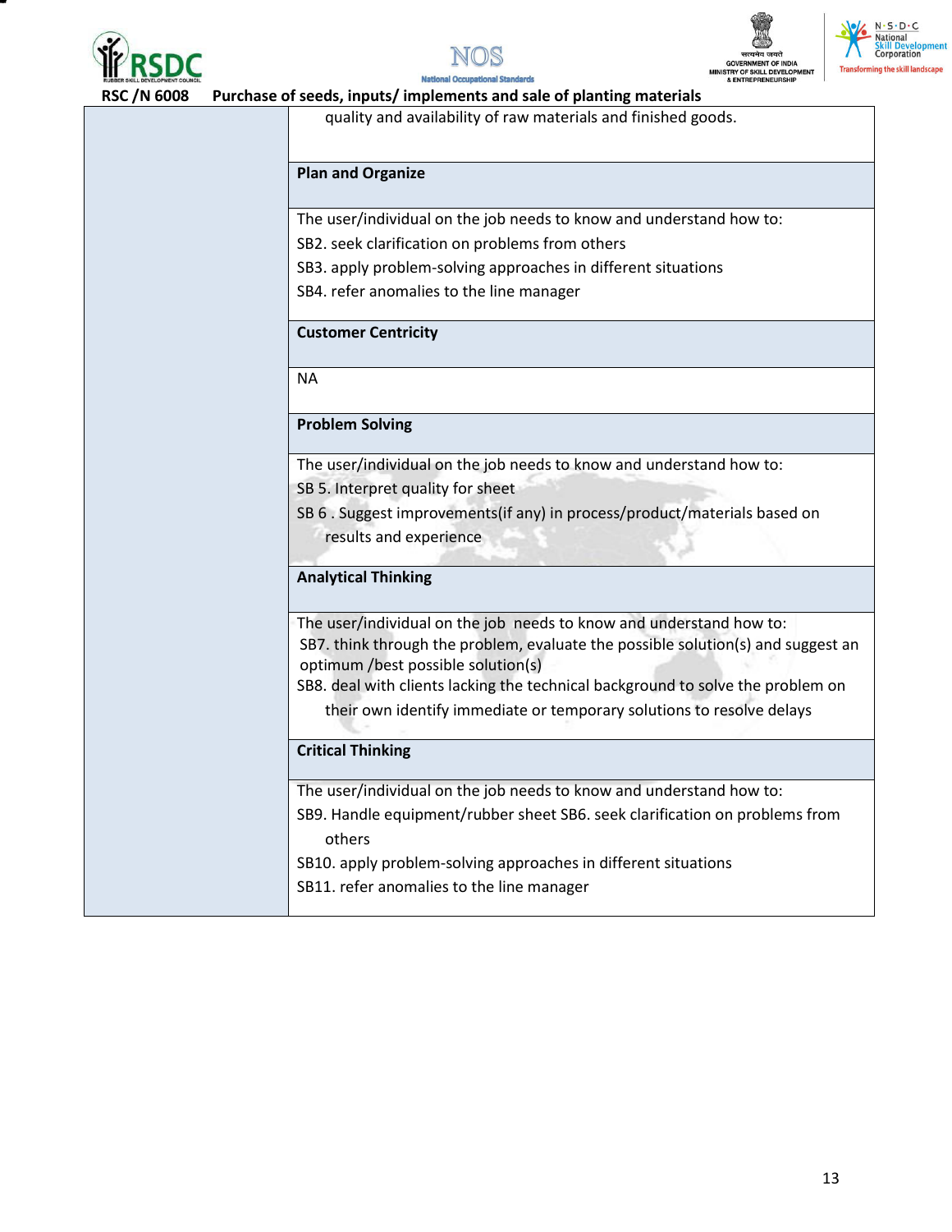| | |
|---|---|
| | quality and availability of raw materials and finished goods. |
| | **Plan and Organize** |
| | The user/individual on the job needs to know and understand how to:<br>SB2. seek clarification on problems from others<br>SB3. apply problem-solving approaches in different situations<br>SB4. refer anomalies to the line manager |
| | **Customer Centricity** |
| | NA |
| | **Problem Solving** |
| | The user/individual on the job needs to know and understand how to:<br>SB 5. Interpret quality for sheet<br>SB 6 . Suggest improvements(if any) in process/product/materials based on results and experience |
| | **Analytical Thinking** |
| | The user/individual on the job needs to know and understand how to:<br>SB7. think through the problem, evaluate the possible solution(s) and suggest an optimum /best possible solution(s)<br>SB8. deal with clients lacking the technical background to solve the problem on their own identify immediate or temporary solutions to resolve delays |
| | **Critical Thinking** |
| | The user/individual on the job needs to know and understand how to:<br>SB9. Handle equipment/rubber sheet SB6. seek clarification on problems from others<br>SB10. apply problem-solving approaches in different situations<br>SB11. refer anomalies to the line manager |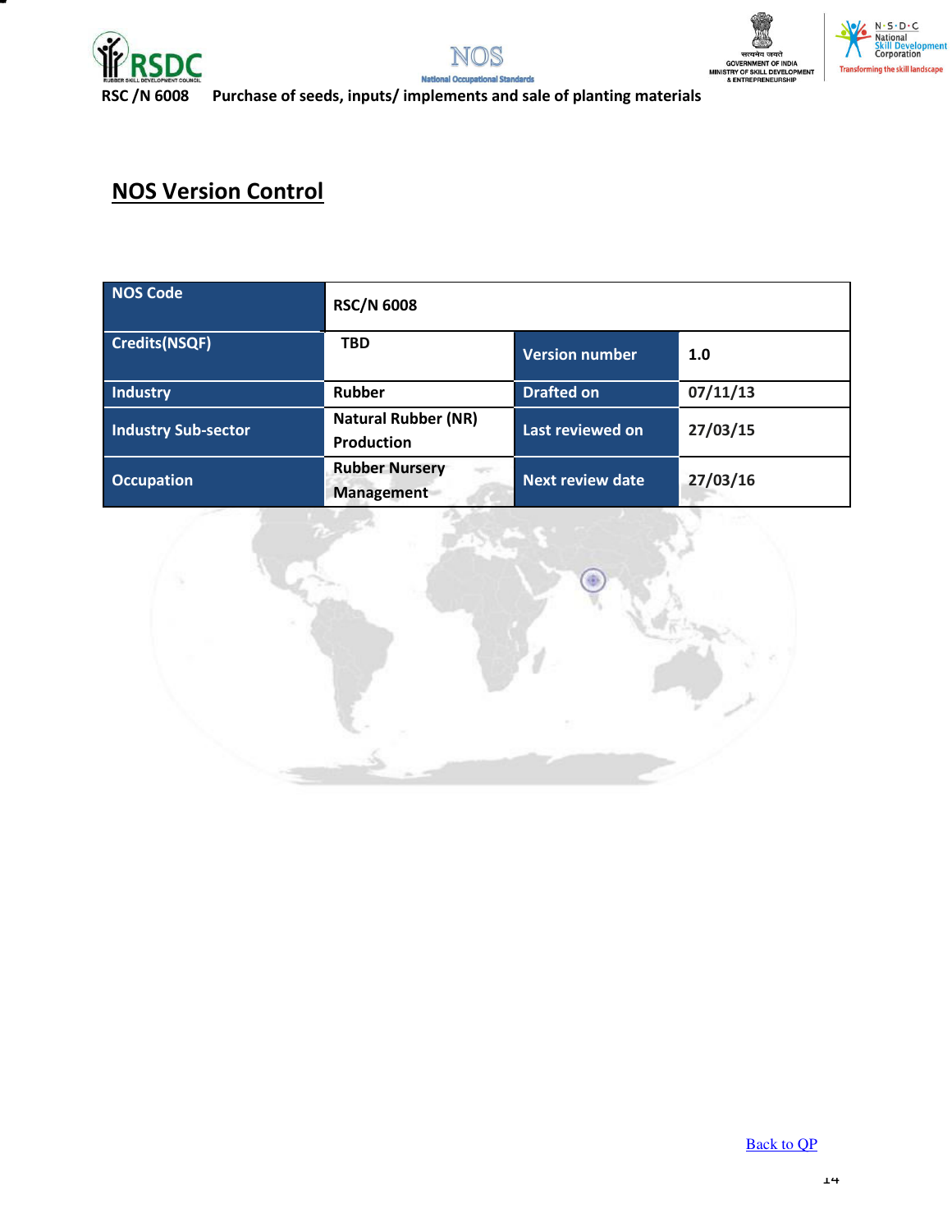## NOS Version Control

| NOS Code | RSC/N 6008 | | |
|---|---|---|---|
| Credits(NSQF) | TBD | Version number | 1.0 |
| Industry | Rubber | Drafted on | 07/11/13 |
| Industry Sub-sector | Natural Rubber (NR) Production | Last reviewed on | 27/03/15 |
| Occupation | Rubber Nursery Management | Next review date | 27/03/16 |

Back to QP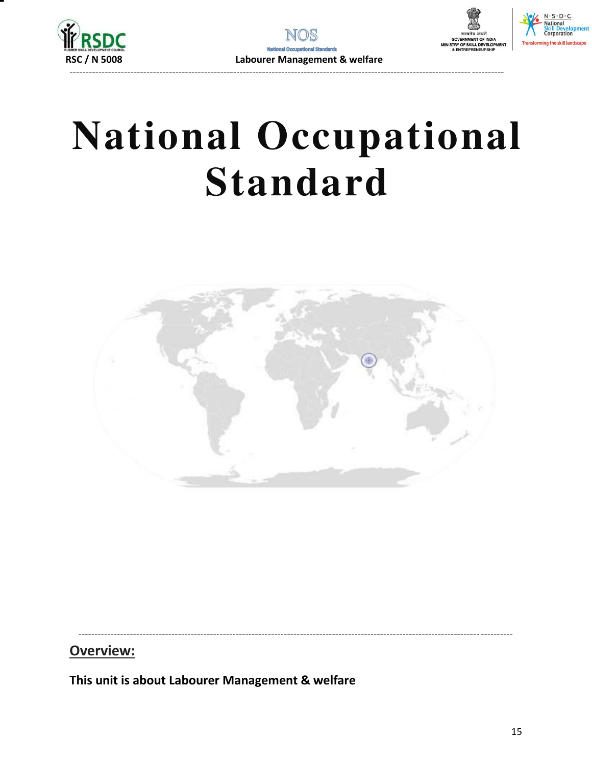# National Occupational Standard

## Overview:

**This unit is about Labourer Management & welfare**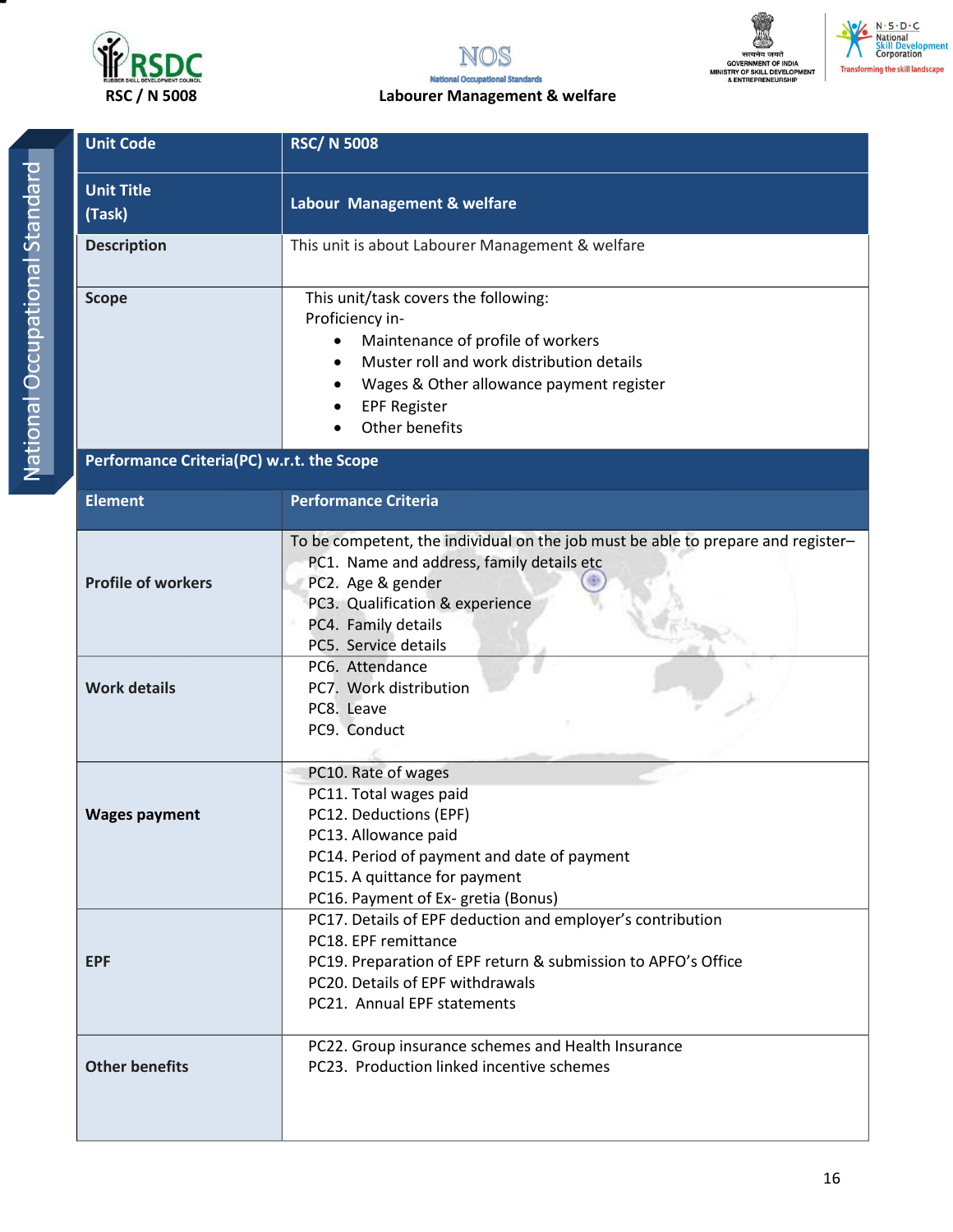| Unit Code | RSC/ N 5008 |
|---|---|
| Unit Title (Task) | Labour Management & welfare |
| Description | This unit is about Labourer Management & welfare |
| Scope | This unit/task covers the following:<br>Proficiency in-<br>• Maintenance of profile of workers<br>• Muster roll and work distribution details<br>• Wages & Other allowance payment register<br>• EPF Register<br>• Other benefits |
| **Performance Criteria(PC) w.r.t. the Scope** | |
| **Element** | **Performance Criteria** |
| Profile of workers | To be competent, the individual on the job must be able to prepare and register–<br>PC1. Name and address, family details etc<br>PC2. Age & gender<br>PC3. Qualification & experience<br>PC4. Family details<br>PC5. Service details |
| Work details | PC6. Attendance<br>PC7. Work distribution<br>PC8. Leave<br>PC9. Conduct |
| Wages payment | PC10. Rate of wages<br>PC11. Total wages paid<br>PC12. Deductions (EPF)<br>PC13. Allowance paid<br>PC14. Period of payment and date of payment<br>PC15. A quittance for payment<br>PC16. Payment of Ex- gretia (Bonus) |
| EPF | PC17. Details of EPF deduction and employer's contribution<br>PC18. EPF remittance<br>PC19. Preparation of EPF return & submission to APFO's Office<br>PC20. Details of EPF withdrawals<br>PC21. Annual EPF statements |
| Other benefits | PC22. Group insurance schemes and Health Insurance<br>PC23. Production linked incentive schemes |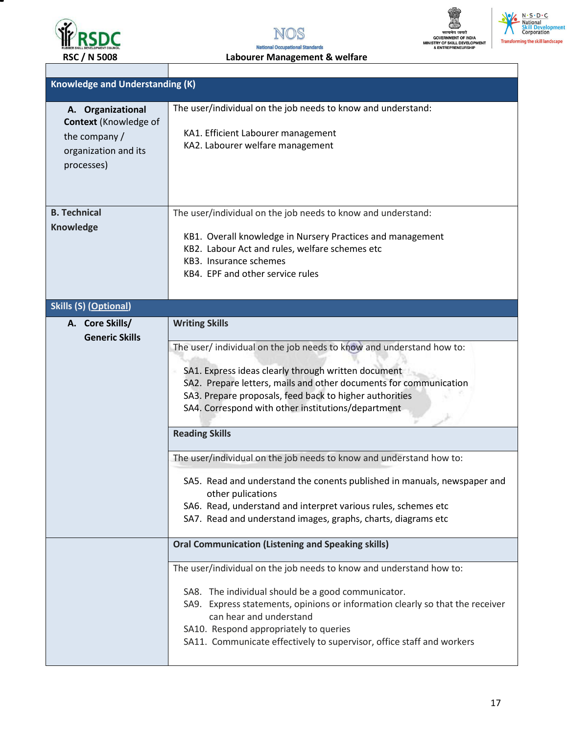| | |
|---|---|
| **Knowledge and Understanding (K)** | |
| **A. Organizational Context** (Knowledge of the company / organization and its processes) | The user/individual on the job needs to know and understand:<br><br>KA1. Efficient Labourer management<br>KA2. Labourer welfare management |
| **B. Technical Knowledge** | The user/individual on the job needs to know and understand:<br><br>KB1. Overall knowledge in Nursery Practices and management<br>KB2. Labour Act and rules, welfare schemes etc<br>KB3. Insurance schemes<br>KB4. EPF and other service rules |
| **Skills (S) (Optional)** | |
| **A. Core Skills/ Generic Skills** | **Writing Skills** |
| | The user/ individual on the job needs to know and understand how to:<br><br>SA1. Express ideas clearly through written document<br>SA2. Prepare letters, mails and other documents for communication<br>SA3. Prepare proposals, feed back to higher authorities<br>SA4. Correspond with other institutions/department |
| | **Reading Skills** |
| | The user/individual on the job needs to know and understand how to:<br><br>SA5. Read and understand the conents published in manuals, newspaper and other pulications<br>SA6. Read, understand and interpret various rules, schemes etc<br>SA7. Read and understand images, graphs, charts, diagrams etc |
| | **Oral Communication (Listening and Speaking skills)** |
| | The user/individual on the job needs to know and understand how to:<br><br>SA8. The individual should be a good communicator.<br>SA9. Express statements, opinions or information clearly so that the receiver can hear and understand<br>SA10. Respond appropriately to queries<br>SA11. Communicate effectively to supervisor, office staff and workers |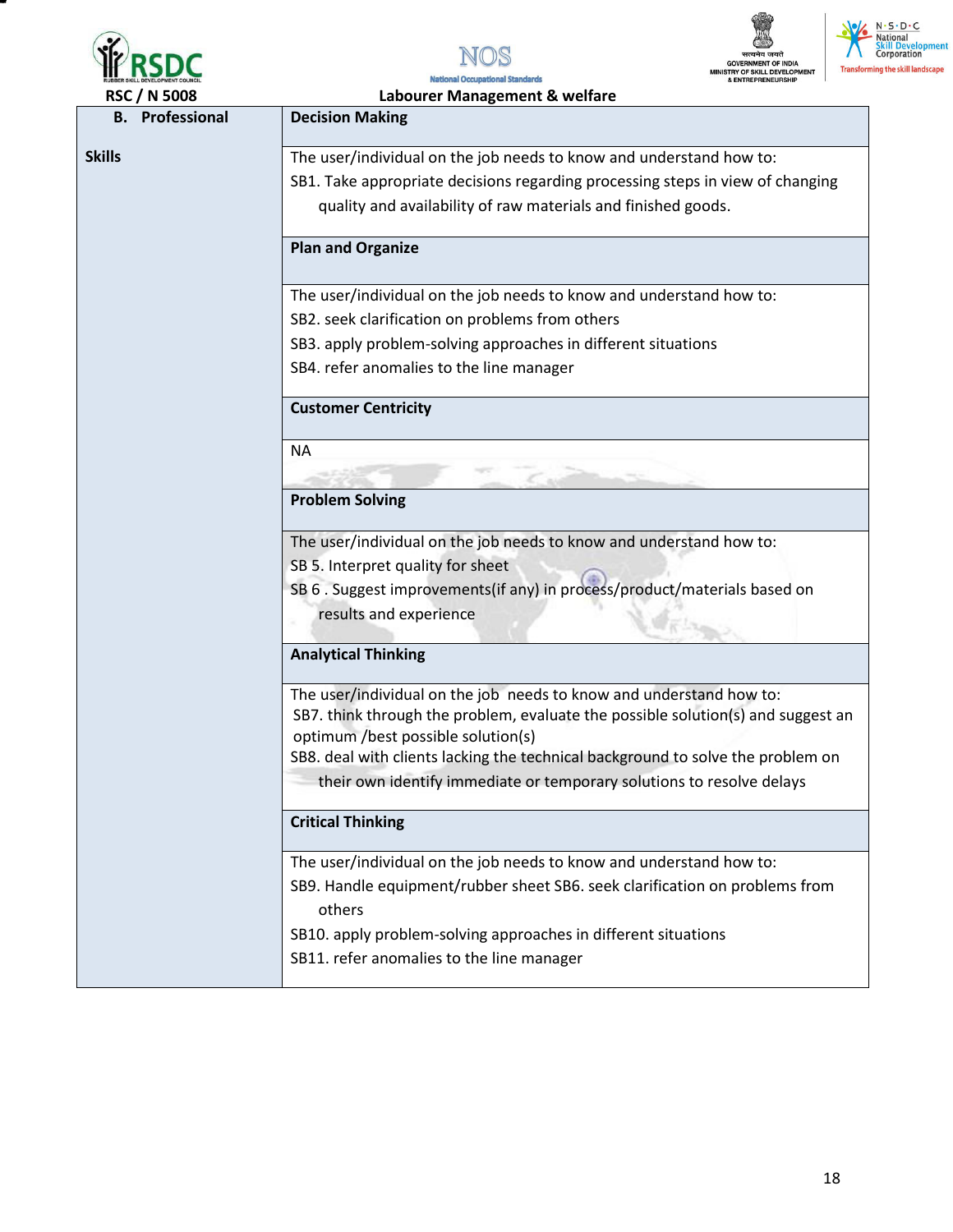RSC / N 5008 — Labourer Management & welfare

| B. Professional Skills | |
|---|---|
| | **Decision Making** |
| | The user/individual on the job needs to know and understand how to:<br>SB1. Take appropriate decisions regarding processing steps in view of changing quality and availability of raw materials and finished goods. |
| | **Plan and Organize** |
| | The user/individual on the job needs to know and understand how to:<br>SB2. seek clarification on problems from others<br>SB3. apply problem-solving approaches in different situations<br>SB4. refer anomalies to the line manager |
| | **Customer Centricity** |
| | NA |
| | **Problem Solving** |
| | The user/individual on the job needs to know and understand how to:<br>SB 5. Interpret quality for sheet<br>SB 6 . Suggest improvements(if any) in process/product/materials based on results and experience |
| | **Analytical Thinking** |
| | The user/individual on the job needs to know and understand how to:<br>SB7. think through the problem, evaluate the possible solution(s) and suggest an optimum /best possible solution(s)<br>SB8. deal with clients lacking the technical background to solve the problem on their own identify immediate or temporary solutions to resolve delays |
| | **Critical Thinking** |
| | The user/individual on the job needs to know and understand how to:<br>SB9. Handle equipment/rubber sheet SB6. seek clarification on problems from others<br>SB10. apply problem-solving approaches in different situations<br>SB11. refer anomalies to the line manager |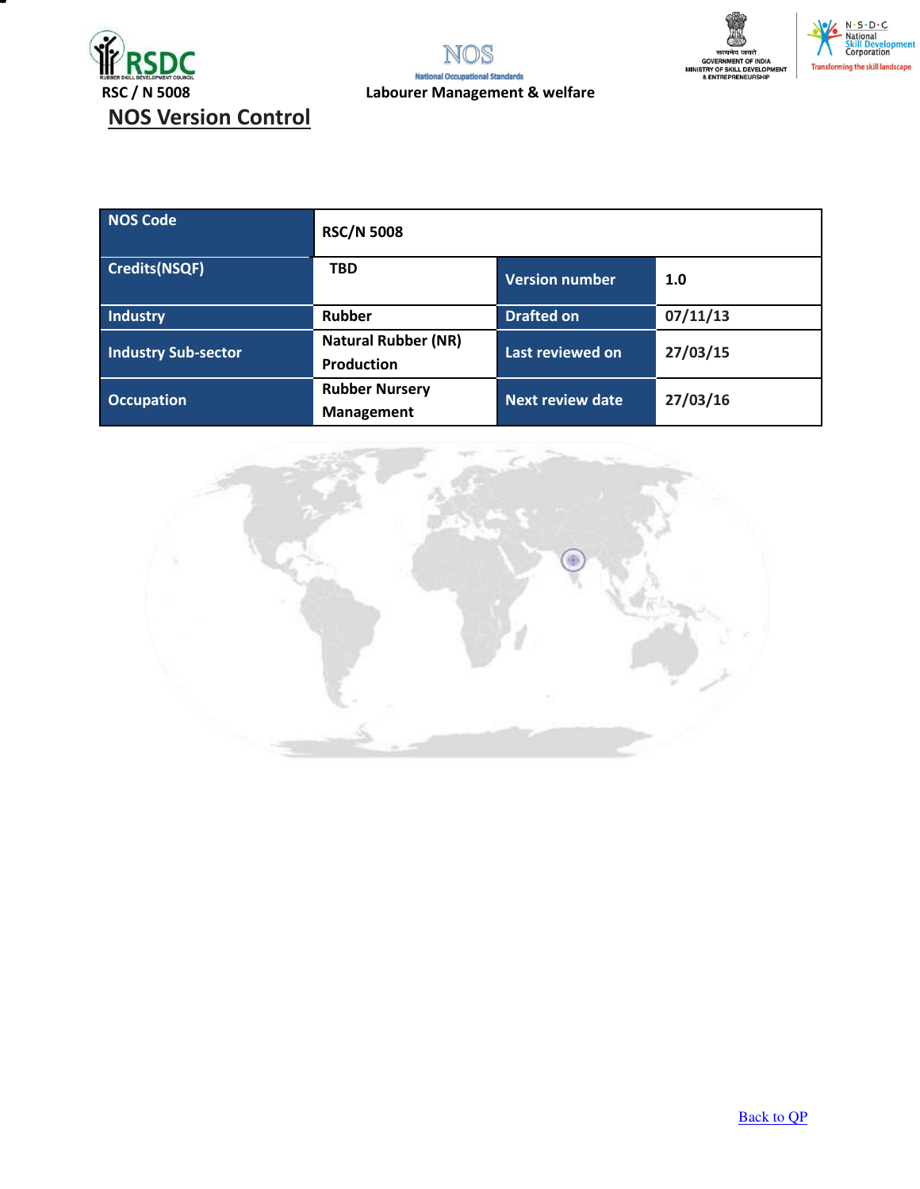RSC / N 5008 — Labourer Management & welfare

## NOS Version Control

| NOS Code | RSC/N 5008 | | |
|---|---|---|---|
| Credits(NSQF) | TBD | Version number | 1.0 |
| Industry | Rubber | Drafted on | 07/11/13 |
| Industry Sub-sector | Natural Rubber (NR) Production | Last reviewed on | 27/03/15 |
| Occupation | Rubber Nursery Management | Next review date | 27/03/16 |

Back to QP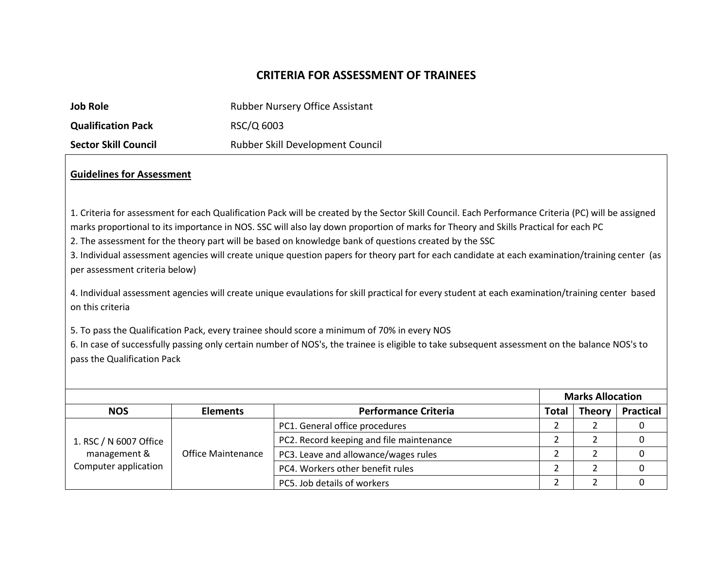# CRITERIA FOR ASSESSMENT OF TRAINEES

**Job Role** Rubber Nursery Office Assistant

**Qualification Pack** RSC/Q 6003

**Sector Skill Council** Rubber Skill Development Council

## Guidelines for Assessment

1. Criteria for assessment for each Qualification Pack will be created by the Sector Skill Council. Each Performance Criteria (PC) will be assigned marks proportional to its importance in NOS. SSC will also lay down proportion of marks for Theory and Skills Practical for each PC
2. The assessment for the theory part will be based on knowledge bank of questions created by the SSC
3. Individual assessment agencies will create unique question papers for theory part for each candidate at each examination/training center (as per assessment criteria below)
4. Individual assessment agencies will create unique evaulations for skill practical for every student at each examination/training center based on this criteria
5. To pass the Qualification Pack, every trainee should score a minimum of 70% in every NOS
6. In case of successfully passing only certain number of NOS's, the trainee is eligible to take subsequent assessment on the balance NOS's to pass the Qualification Pack

| | | | Marks Allocation | | |
|---|---|---|---|---|---|
| **NOS** | **Elements** | **Performance Criteria** | **Total** | **Theory** | **Practical** |
| 1. RSC / N 6007 Office management & Computer application | Office Maintenance | PC1. General office procedures | 2 | 2 | 0 |
| | | PC2. Record keeping and file maintenance | 2 | 2 | 0 |
| | | PC3. Leave and allowance/wages rules | 2 | 2 | 0 |
| | | PC4. Workers other benefit rules | 2 | 2 | 0 |
| | | PC5. Job details of workers | 2 | 2 | 0 |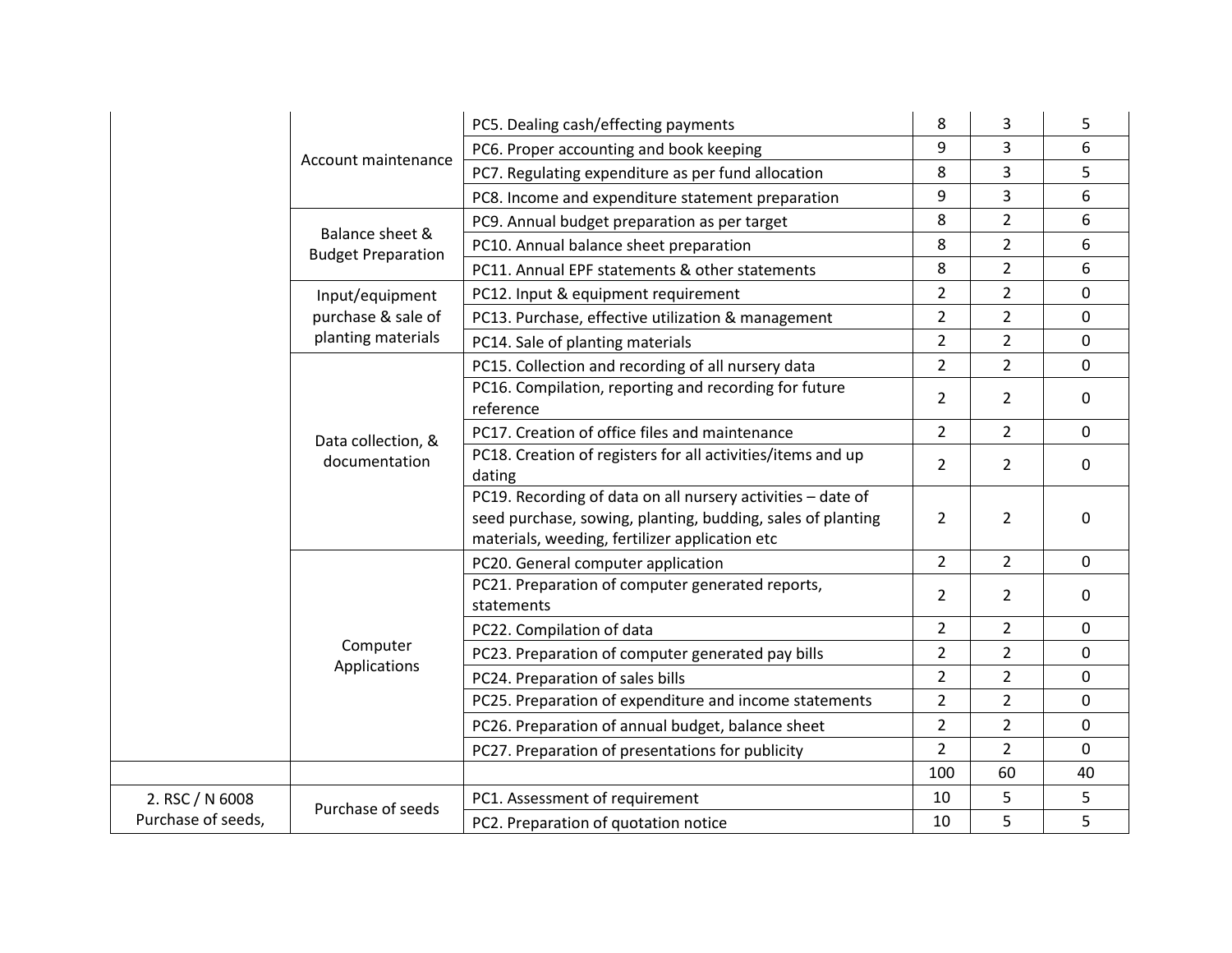| | | | | | |
|---|---|---|---|---|---|
| | Account maintenance | PC5. Dealing cash/effecting payments | 8 | 3 | 5 |
| | | PC6. Proper accounting and book keeping | 9 | 3 | 6 |
| | | PC7. Regulating expenditure as per fund allocation | 8 | 3 | 5 |
| | | PC8. Income and expenditure statement preparation | 9 | 3 | 6 |
| | Balance sheet & Budget Preparation | PC9. Annual budget preparation as per target | 8 | 2 | 6 |
| | | PC10. Annual balance sheet preparation | 8 | 2 | 6 |
| | | PC11. Annual EPF statements & other statements | 8 | 2 | 6 |
| | Input/equipment purchase & sale of planting materials | PC12. Input & equipment requirement | 2 | 2 | 0 |
| | | PC13. Purchase, effective utilization & management | 2 | 2 | 0 |
| | | PC14. Sale of planting materials | 2 | 2 | 0 |
| | Data collection, & documentation | PC15. Collection and recording of all nursery data | 2 | 2 | 0 |
| | | PC16. Compilation, reporting and recording for future reference | 2 | 2 | 0 |
| | | PC17. Creation of office files and maintenance | 2 | 2 | 0 |
| | | PC18. Creation of registers for all activities/items and up dating | 2 | 2 | 0 |
| | | PC19. Recording of data on all nursery activities – date of seed purchase, sowing, planting, budding, sales of planting materials, weeding, fertilizer application etc | 2 | 2 | 0 |
| | Computer Applications | PC20. General computer application | 2 | 2 | 0 |
| | | PC21. Preparation of computer generated reports, statements | 2 | 2 | 0 |
| | | PC22. Compilation of data | 2 | 2 | 0 |
| | | PC23. Preparation of computer generated pay bills | 2 | 2 | 0 |
| | | PC24. Preparation of sales bills | 2 | 2 | 0 |
| | | PC25. Preparation of expenditure and income statements | 2 | 2 | 0 |
| | | PC26. Preparation of annual budget, balance sheet | 2 | 2 | 0 |
| | | PC27. Preparation of presentations for publicity | 2 | 2 | 0 |
| | | | 100 | 60 | 40 |
| 2. RSC / N 6008 Purchase of seeds, | Purchase of seeds | PC1. Assessment of requirement | 10 | 5 | 5 |
| | | PC2. Preparation of quotation notice | 10 | 5 | 5 |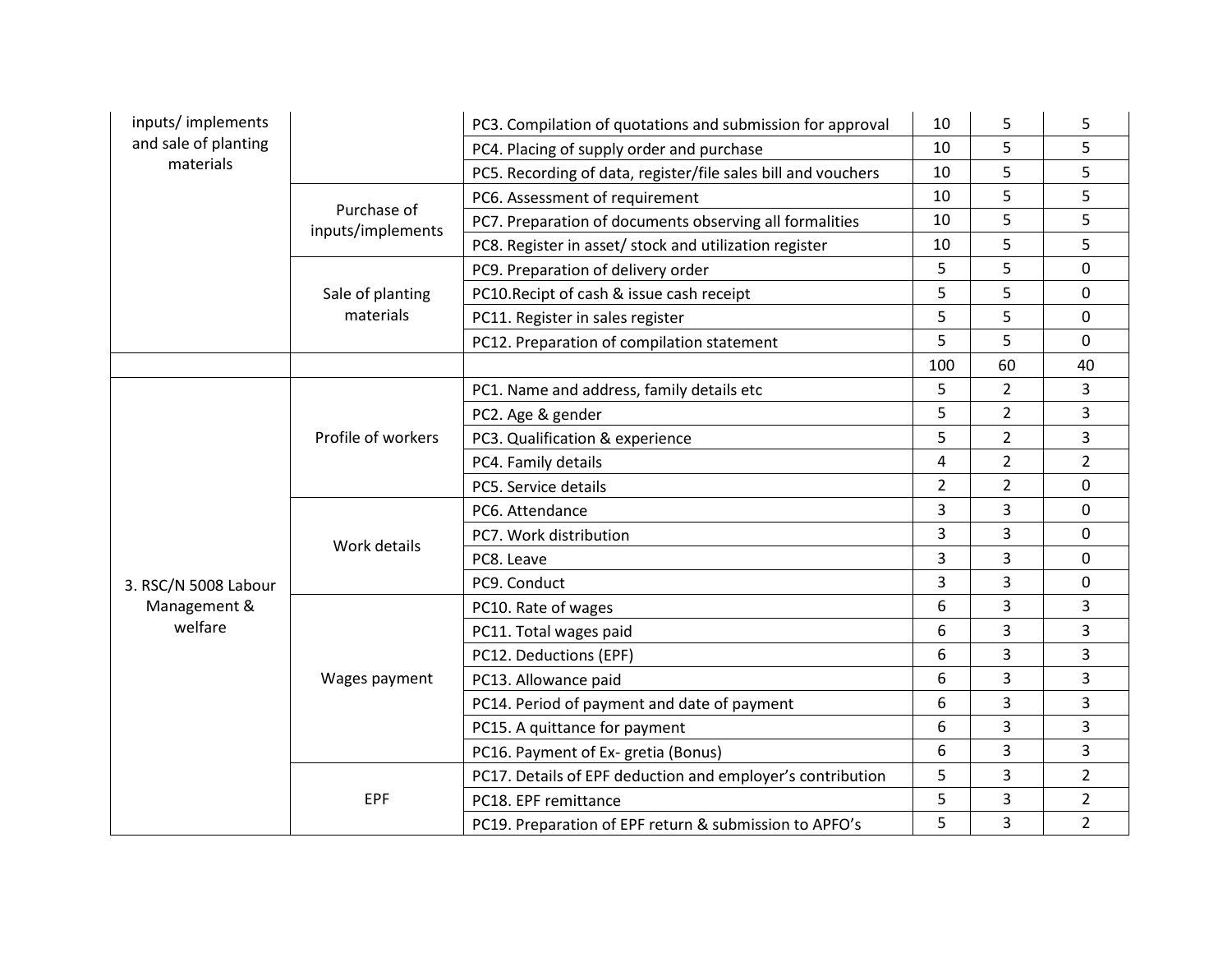| | | | | | |
|---|---|---|---|---|---|
| inputs/ implements and sale of planting materials | | PC3. Compilation of quotations and submission for approval | 10 | 5 | 5 |
| | | PC4. Placing of supply order and purchase | 10 | 5 | 5 |
| | | PC5. Recording of data, register/file sales bill and vouchers | 10 | 5 | 5 |
| | Purchase of inputs/implements | PC6. Assessment of requirement | 10 | 5 | 5 |
| | | PC7. Preparation of documents observing all formalities | 10 | 5 | 5 |
| | | PC8. Register in asset/ stock and utilization register | 10 | 5 | 5 |
| | Sale of planting materials | PC9. Preparation of delivery order | 5 | 5 | 0 |
| | | PC10.Recipt of cash & issue cash receipt | 5 | 5 | 0 |
| | | PC11. Register in sales register | 5 | 5 | 0 |
| | | PC12. Preparation of compilation statement | 5 | 5 | 0 |
| | | | 100 | 60 | 40 |
| 3. RSC/N 5008 Labour Management & welfare | Profile of workers | PC1. Name and address, family details etc | 5 | 2 | 3 |
| | | PC2. Age & gender | 5 | 2 | 3 |
| | | PC3. Qualification & experience | 5 | 2 | 3 |
| | | PC4. Family details | 4 | 2 | 2 |
| | | PC5. Service details | 2 | 2 | 0 |
| | Work details | PC6. Attendance | 3 | 3 | 0 |
| | | PC7. Work distribution | 3 | 3 | 0 |
| | | PC8. Leave | 3 | 3 | 0 |
| | | PC9. Conduct | 3 | 3 | 0 |
| | Wages payment | PC10. Rate of wages | 6 | 3 | 3 |
| | | PC11. Total wages paid | 6 | 3 | 3 |
| | | PC12. Deductions (EPF) | 6 | 3 | 3 |
| | | PC13. Allowance paid | 6 | 3 | 3 |
| | | PC14. Period of payment and date of payment | 6 | 3 | 3 |
| | | PC15. A quittance for payment | 6 | 3 | 3 |
| | | PC16. Payment of Ex- gretia (Bonus) | 6 | 3 | 3 |
| | EPF | PC17. Details of EPF deduction and employer's contribution | 5 | 3 | 2 |
| | | PC18. EPF remittance | 5 | 3 | 2 |
| | | PC19. Preparation of EPF return & submission to APFO's | 5 | 3 | 2 |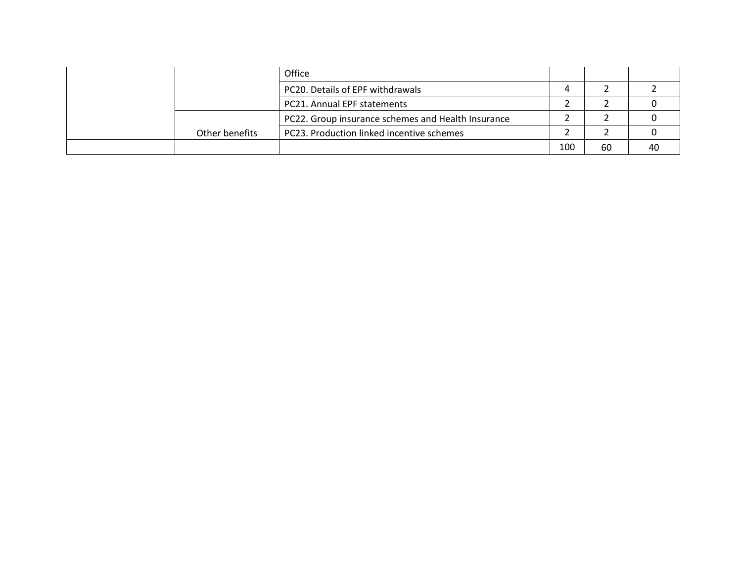| | | | | | |
|---|---|---|---|---|---|
| | | Office | | | |
| | | PC20. Details of EPF withdrawals | 4 | 2 | 2 |
| | | PC21. Annual EPF statements | 2 | 2 | 0 |
| | | PC22. Group insurance schemes and Health Insurance | 2 | 2 | 0 |
| | Other benefits | PC23. Production linked incentive schemes | 2 | 2 | 0 |
| | | | 100 | 60 | 40 |